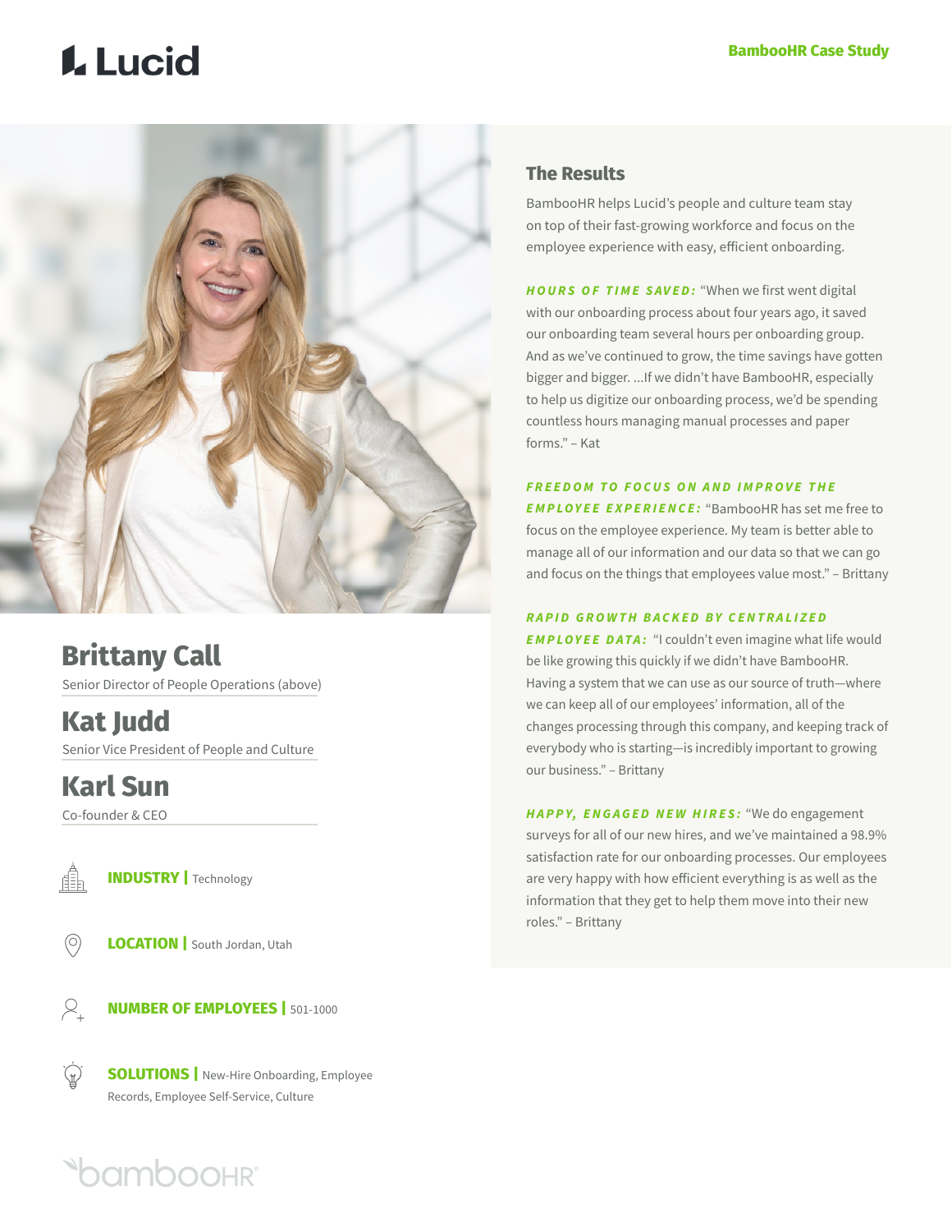# Lucid

**BambooHR Case Study**

## Brittany Call

Senior Director of People Operations (above)

## Kat Judd

Senior Vice President of People and Culture

## Karl Sun

Co-founder & CEO

**INDUSTRY |** Technology

**LOCATION |** South Jordan, Utah

**NUMBER OF EMPLOYEES |** 501-1000

**SOLUTIONS |** New-Hire Onboarding, Employee Records, Employee Self-Service, Culture

## The Results

BambooHR helps Lucid's people and culture team stay on top of their fast-growing workforce and focus on the employee experience with easy, efficient onboarding.

***HOURS OF TIME SAVED:*** "When we first went digital with our onboarding process about four years ago, it saved our onboarding team several hours per onboarding group. And as we've continued to grow, the time savings have gotten bigger and bigger. ...If we didn't have BambooHR, especially to help us digitize our onboarding process, we'd be spending countless hours managing manual processes and paper forms." – Kat

***FREEDOM TO FOCUS ON AND IMPROVE THE EMPLOYEE EXPERIENCE:*** "BambooHR has set me free to focus on the employee experience. My team is better able to manage all of our information and our data so that we can go and focus on the things that employees value most." – Brittany

***RAPID GROWTH BACKED BY CENTRALIZED EMPLOYEE DATA:*** "I couldn't even imagine what life would be like growing this quickly if we didn't have BambooHR. Having a system that we can use as our source of truth—where we can keep all of our employees' information, all of the changes processing through this company, and keeping track of everybody who is starting—is incredibly important to growing our business." – Brittany

***HAPPY, ENGAGED NEW HIRES:*** "We do engagement surveys for all of our new hires, and we've maintained a 98.9% satisfaction rate for our onboarding processes. Our employees are very happy with how efficient everything is as well as the information that they get to help them move into their new roles." – Brittany

bambooHR®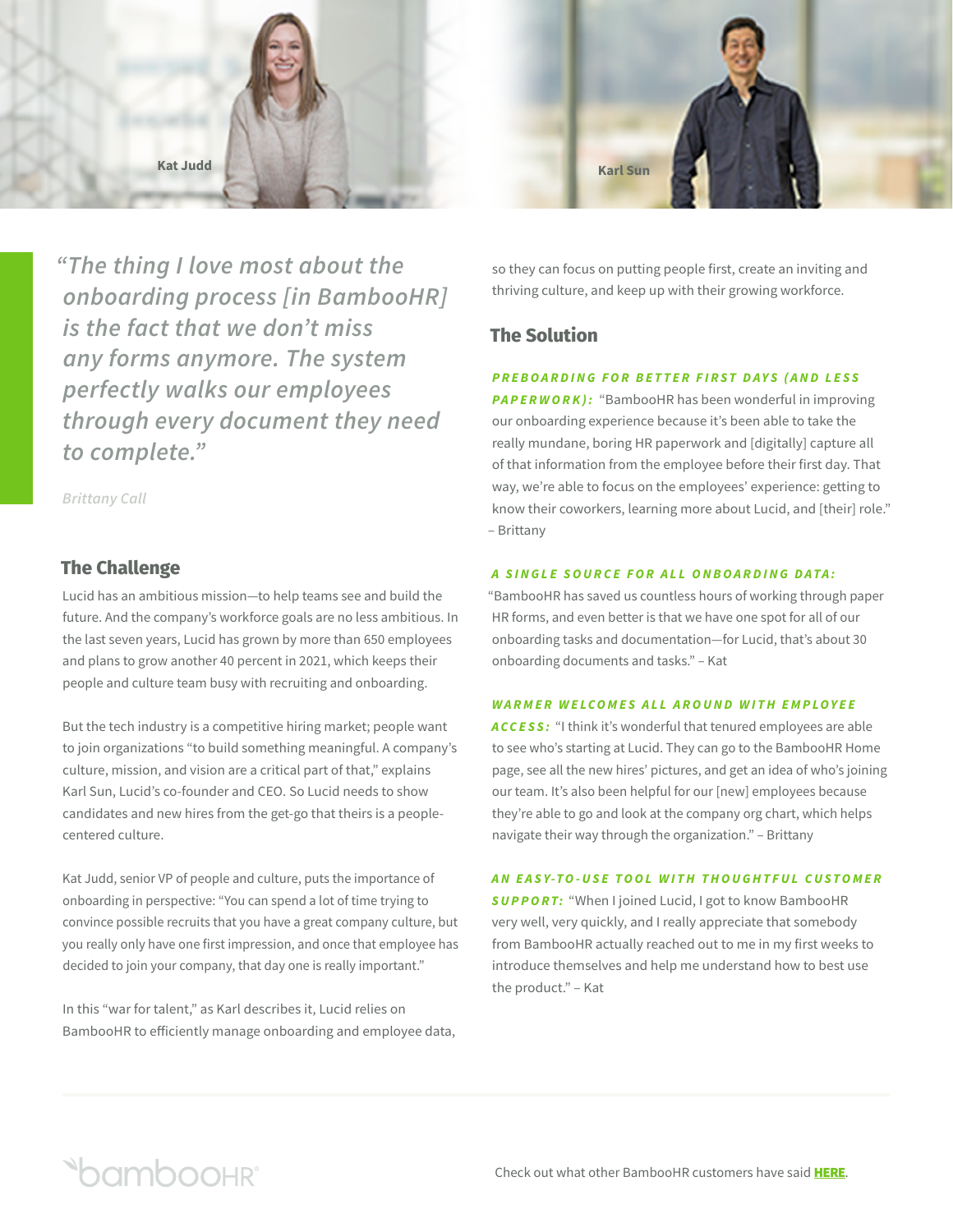Kat Judd

Karl Sun

> *"The thing I love most about the onboarding process [in BambooHR] is the fact that we don't miss any forms anymore. The system perfectly walks our employees through every document they need to complete."*
>
> *Brittany Call*

## The Challenge

Lucid has an ambitious mission—to help teams see and build the future. And the company's workforce goals are no less ambitious. In the last seven years, Lucid has grown by more than 650 employees and plans to grow another 40 percent in 2021, which keeps their people and culture team busy with recruiting and onboarding.

But the tech industry is a competitive hiring market; people want to join organizations "to build something meaningful. A company's culture, mission, and vision are a critical part of that," explains Karl Sun, Lucid's co-founder and CEO. So Lucid needs to show candidates and new hires from the get-go that theirs is a people-centered culture.

Kat Judd, senior VP of people and culture, puts the importance of onboarding in perspective: "You can spend a lot of time trying to convince possible recruits that you have a great company culture, but you really only have one first impression, and once that employee has decided to join your company, that day one is really important."

In this "war for talent," as Karl describes it, Lucid relies on BambooHR to efficiently manage onboarding and employee data, so they can focus on putting people first, create an inviting and thriving culture, and keep up with their growing workforce.

## The Solution

***PREBOARDING FOR BETTER FIRST DAYS (AND LESS PAPERWORK):*** "BambooHR has been wonderful in improving our onboarding experience because it's been able to take the really mundane, boring HR paperwork and [digitally] capture all of that information from the employee before their first day. That way, we're able to focus on the employees' experience: getting to know their coworkers, learning more about Lucid, and [their] role." – Brittany

***A SINGLE SOURCE FOR ALL ONBOARDING DATA:*** "BambooHR has saved us countless hours of working through paper HR forms, and even better is that we have one spot for all of our onboarding tasks and documentation—for Lucid, that's about 30 onboarding documents and tasks." – Kat

***WARMER WELCOMES ALL AROUND WITH EMPLOYEE ACCESS:*** "I think it's wonderful that tenured employees are able to see who's starting at Lucid. They can go to the BambooHR Home page, see all the new hires' pictures, and get an idea of who's joining our team. It's also been helpful for our [new] employees because they're able to go and look at the company org chart, which helps navigate their way through the organization." – Brittany

***AN EASY-TO-USE TOOL WITH THOUGHTFUL CUSTOMER SUPPORT:*** "When I joined Lucid, I got to know BambooHR very well, very quickly, and I really appreciate that somebody from BambooHR actually reached out to me in my first weeks to introduce themselves and help me understand how to best use the product." – Kat

bambooHR

Check out what other BambooHR customers have said **HERE**.